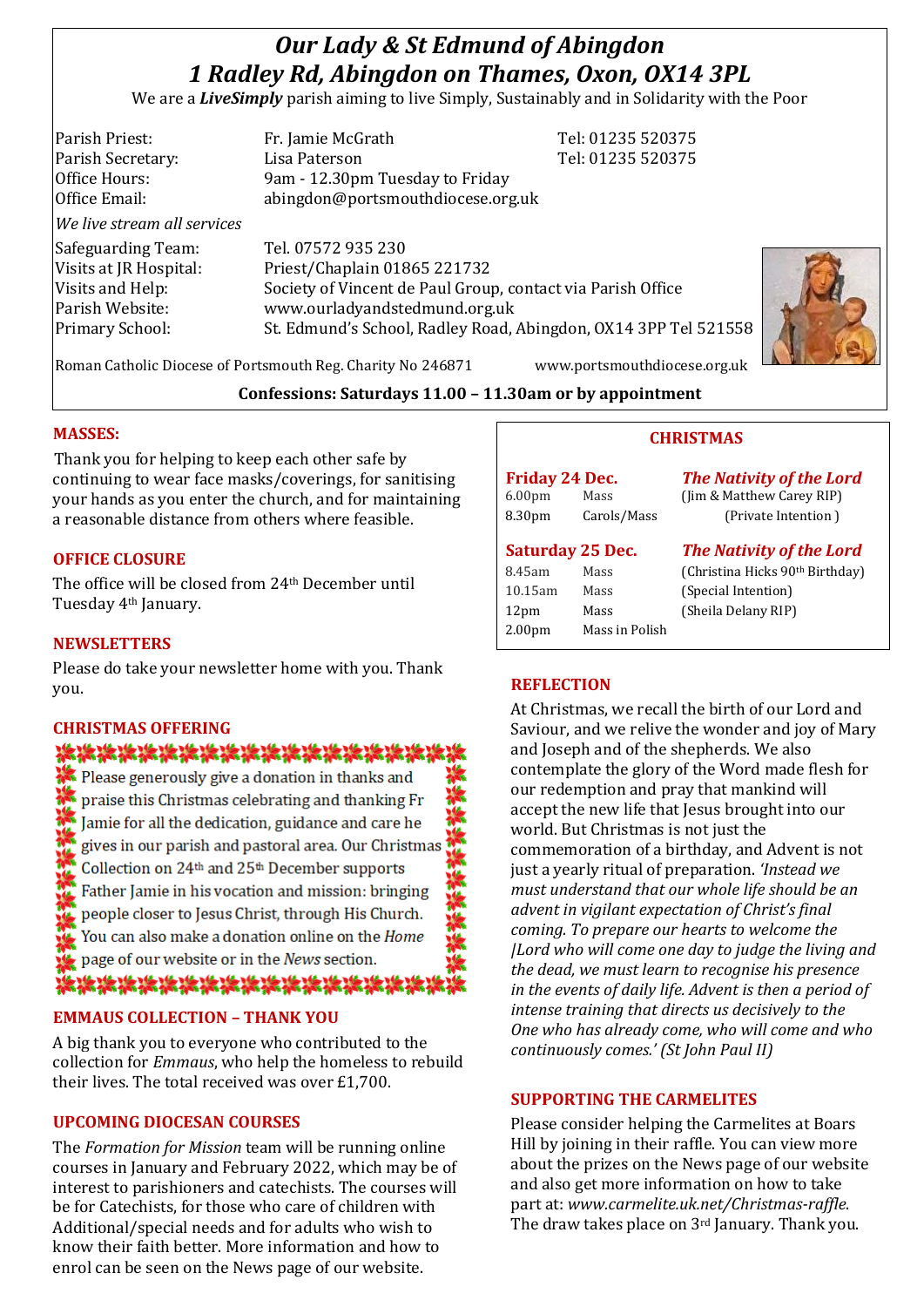# *Our Lady & St Edmund of Abingdon*
# *1 Radley Rd, Abingdon on Thames, Oxon, OX14 3PL*

We are a ***LiveSimply*** parish aiming to live Simply, Sustainably and in Solidarity with the Poor

| | | |
|---|---|---|
| Parish Priest: | Fr. Jamie McGrath | Tel: 01235 520375 |
| Parish Secretary: | Lisa Paterson | Tel: 01235 520375 |
| Office Hours: | 9am - 12.30pm Tuesday to Friday | |
| Office Email: | abingdon@portsmouthdiocese.org.uk | |

*We live stream all services*

| | |
|---|---|
| Safeguarding Team: | Tel. 07572 935 230 |
| Visits at JR Hospital: | Priest/Chaplain 01865 221732 |
| Visits and Help: | Society of Vincent de Paul Group, contact via Parish Office |
| Parish Website: | www.ourladyandstedmund.org.uk |
| Primary School: | St. Edmund's School, Radley Road, Abingdon, OX14 3PP Tel 521558 |

Roman Catholic Diocese of Portsmouth Reg. Charity No 246871 www.portsmouthdiocese.org.uk

**Confessions: Saturdays 11.00 – 11.30am or by appointment**

## MASSES:

Thank you for helping to keep each other safe by continuing to wear face masks/coverings, for sanitising your hands as you enter the church, and for maintaining a reasonable distance from others where feasible.

## OFFICE CLOSURE

The office will be closed from 24th December until Tuesday 4th January.

## NEWSLETTERS

Please do take your newsletter home with you. Thank you.

## CHRISTMAS OFFERING

Please generously give a donation in thanks and praise this Christmas celebrating and thanking Fr Jamie for all the dedication, guidance and care he gives in our parish and pastoral area. Our Christmas Collection on 24th and 25th December supports Father Jamie in his vocation and mission: bringing people closer to Jesus Christ, through His Church. You can also make a donation online on the *Home* page of our website or in the *News* section.

## EMMAUS COLLECTION – THANK YOU

A big thank you to everyone who contributed to the collection for *Emmaus*, who help the homeless to rebuild their lives. The total received was over £1,700.

## UPCOMING DIOCESAN COURSES

The *Formation for Mission* team will be running online courses in January and February 2022, which may be of interest to parishioners and catechists. The courses will be for Catechists, for those who care of children with Additional/special needs and for adults who wish to know their faith better. More information and how to enrol can be seen on the News page of our website.

## CHRISTMAS

| **Friday 24 Dec.** | | ***The Nativity of the Lord*** |
|---|---|---|
| 6.00pm | Mass | (Jim & Matthew Carey RIP) |
| 8.30pm | Carols/Mass | (Private Intention ) |
| **Saturday 25 Dec.** | | ***The Nativity of the Lord*** |
| 8.45am | Mass | (Christina Hicks 90th Birthday) |
| 10.15am | Mass | (Special Intention) |
| 12pm | Mass | (Sheila Delany RIP) |
| 2.00pm | Mass in Polish | |

## REFLECTION

At Christmas, we recall the birth of our Lord and Saviour, and we relive the wonder and joy of Mary and Joseph and of the shepherds. We also contemplate the glory of the Word made flesh for our redemption and pray that mankind will accept the new life that Jesus brought into our world. But Christmas is not just the commemoration of a birthday, and Advent is not just a yearly ritual of preparation. *'Instead we must understand that our whole life should be an advent in vigilant expectation of Christ's final coming. To prepare our hearts to welcome the |Lord who will come one day to judge the living and the dead, we must learn to recognise his presence in the events of daily life. Advent is then a period of intense training that directs us decisively to the One who has already come, who will come and who continuously comes.' (St John Paul II)*

## SUPPORTING THE CARMELITES

Please consider helping the Carmelites at Boars Hill by joining in their raffle. You can view more about the prizes on the News page of our website and also get more information on how to take part at: *www.carmelite.uk.net/Christmas-raffle*. The draw takes place on 3rd January. Thank you.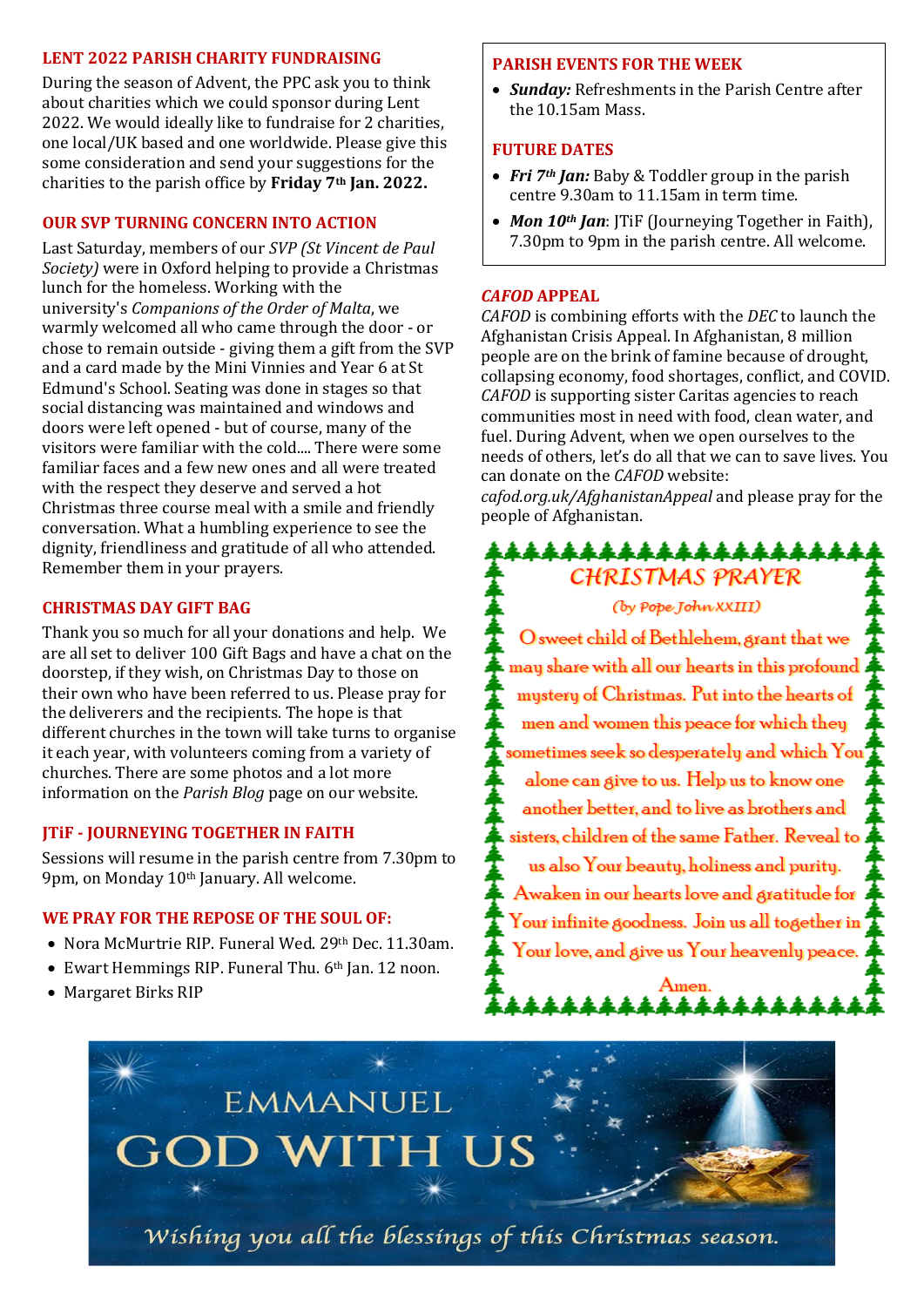## LENT 2022 PARISH CHARITY FUNDRAISING

During the season of Advent, the PPC ask you to think about charities which we could sponsor during Lent 2022. We would ideally like to fundraise for 2 charities, one local/UK based and one worldwide. Please give this some consideration and send your suggestions for the charities to the parish office by **Friday 7th Jan. 2022.**

## OUR SVP TURNING CONCERN INTO ACTION

Last Saturday, members of our *SVP (St Vincent de Paul Society)* were in Oxford helping to provide a Christmas lunch for the homeless. Working with the university's *Companions of the Order of Malta*, we warmly welcomed all who came through the door - or chose to remain outside - giving them a gift from the SVP and a card made by the Mini Vinnies and Year 6 at St Edmund's School. Seating was done in stages so that social distancing was maintained and windows and doors were left opened - but of course, many of the visitors were familiar with the cold.... There were some familiar faces and a few new ones and all were treated with the respect they deserve and served a hot Christmas three course meal with a smile and friendly conversation. What a humbling experience to see the dignity, friendliness and gratitude of all who attended. Remember them in your prayers.

## CHRISTMAS DAY GIFT BAG

Thank you so much for all your donations and help. We are all set to deliver 100 Gift Bags and have a chat on the doorstep, if they wish, on Christmas Day to those on their own who have been referred to us. Please pray for the deliverers and the recipients. The hope is that different churches in the town will take turns to organise it each year, with volunteers coming from a variety of churches. There are some photos and a lot more information on the *Parish Blog* page on our website.

## JTiF - JOURNEYING TOGETHER IN FAITH

Sessions will resume in the parish centre from 7.30pm to 9pm, on Monday 10th January. All welcome.

## WE PRAY FOR THE REPOSE OF THE SOUL OF:

- Nora McMurtrie RIP. Funeral Wed. 29th Dec. 11.30am.
- Ewart Hemmings RIP. Funeral Thu. 6th Jan. 12 noon.
- Margaret Birks RIP

## PARISH EVENTS FOR THE WEEK

- ***Sunday:*** Refreshments in the Parish Centre after the 10.15am Mass.

## FUTURE DATES

- ***Fri 7th Jan:*** Baby & Toddler group in the parish centre 9.30am to 11.15am in term time.
- ***Mon 10th Jan***: JTiF (Journeying Together in Faith), 7.30pm to 9pm in the parish centre. All welcome.

## *CAFOD* APPEAL

*CAFOD* is combining efforts with the *DEC* to launch the Afghanistan Crisis Appeal. In Afghanistan, 8 million people are on the brink of famine because of drought, collapsing economy, food shortages, conflict, and COVID. *CAFOD* is supporting sister Caritas agencies to reach communities most in need with food, clean water, and fuel. During Advent, when we open ourselves to the needs of others, let's do all that we can to save lives. You can donate on the *CAFOD* website: *cafod.org.uk/AfghanistanAppeal* and please pray for the people of Afghanistan.

## CHRISTMAS PRAYER

*(by Pope John XXIII)*

O sweet child of Bethlehem, grant that we may share with all our hearts in this profound mystery of Christmas. Put into the hearts of men and women this peace for which they sometimes seek so desperately and which You alone can give to us. Help us to know one another better, and to live as brothers and sisters, children of the same Father. Reveal to us also Your beauty, holiness and purity. Awaken in our hearts love and gratitude for Your infinite goodness. Join us all together in Your love, and give us Your heavenly peace. Amen.

EMMANUEL
GOD WITH US

*Wishing you all the blessings of this Christmas season.*